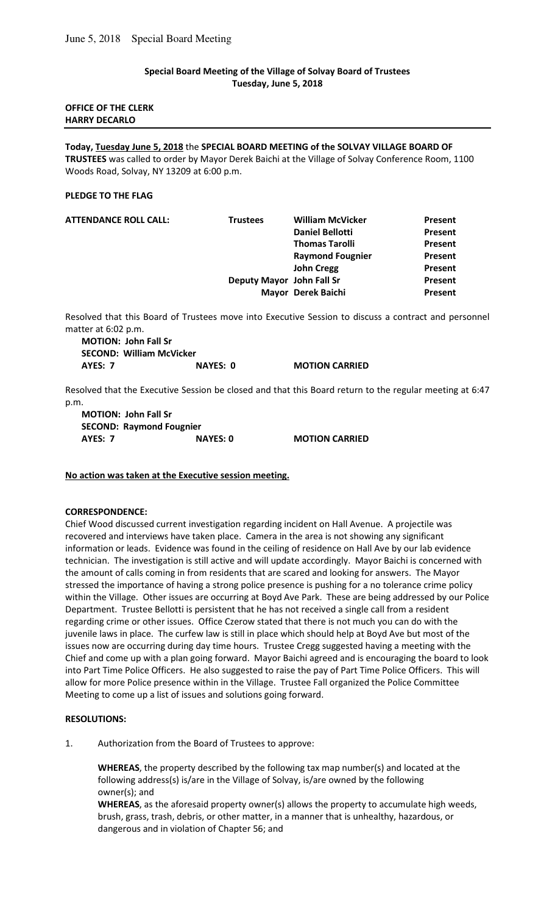**Special Board Meeting of the Village of Solvay Board of Trustees**
**Tuesday, June 5, 2018**

**OFFICE OF THE CLERK**
**HARRY DECARLO**

---

**Today, Tuesday June 5, 2018** the **SPECIAL BOARD MEETING of the SOLVAY VILLAGE BOARD OF TRUSTEES** was called to order by Mayor Derek Baichi at the Village of Solvay Conference Room, 1100 Woods Road, Solvay, NY 13209 at 6:00 p.m.

**PLEDGE TO THE FLAG**

| **ATTENDANCE ROLL CALL:** | **Trustees** | **William McVicker** | **Present** |
|---|---|---|---|
| | | **Daniel Bellotti** | **Present** |
| | | **Thomas Tarolli** | **Present** |
| | | **Raymond Fougnier** | **Present** |
| | | **John Cregg** | **Present** |
| | **Deputy Mayor** | **John Fall Sr** | **Present** |
| | **Mayor** | **Derek Baichi** | **Present** |

Resolved that this Board of Trustees move into Executive Session to discuss a contract and personnel matter at 6:02 p.m.

**MOTION: John Fall Sr**
**SECOND: William McVicker**
**AYES: 7** **NAYES: 0** **MOTION CARRIED**

Resolved that the Executive Session be closed and that this Board return to the regular meeting at 6:47 p.m.

**MOTION: John Fall Sr**
**SECOND: Raymond Fougnier**
**AYES: 7** **NAYES: 0** **MOTION CARRIED**

**No action was taken at the Executive session meeting.**

**CORRESPONDENCE:**

Chief Wood discussed current investigation regarding incident on Hall Avenue. A projectile was recovered and interviews have taken place. Camera in the area is not showing any significant information or leads. Evidence was found in the ceiling of residence on Hall Ave by our lab evidence technician. The investigation is still active and will update accordingly. Mayor Baichi is concerned with the amount of calls coming in from residents that are scared and looking for answers. The Mayor stressed the importance of having a strong police presence is pushing for a no tolerance crime policy within the Village. Other issues are occurring at Boyd Ave Park. These are being addressed by our Police Department. Trustee Bellotti is persistent that he has not received a single call from a resident regarding crime or other issues. Office Czerow stated that there is not much you can do with the juvenile laws in place. The curfew law is still in place which should help at Boyd Ave but most of the issues now are occurring during day time hours. Trustee Cregg suggested having a meeting with the Chief and come up with a plan going forward. Mayor Baichi agreed and is encouraging the board to look into Part Time Police Officers. He also suggested to raise the pay of Part Time Police Officers. This will allow for more Police presence within in the Village. Trustee Fall organized the Police Committee Meeting to come up a list of issues and solutions going forward.

**RESOLUTIONS:**

1. Authorization from the Board of Trustees to approve:

**WHEREAS**, the property described by the following tax map number(s) and located at the following address(s) is/are in the Village of Solvay, is/are owned by the following owner(s); and

**WHEREAS**, as the aforesaid property owner(s) allows the property to accumulate high weeds, brush, grass, trash, debris, or other matter, in a manner that is unhealthy, hazardous, or dangerous and in violation of Chapter 56; and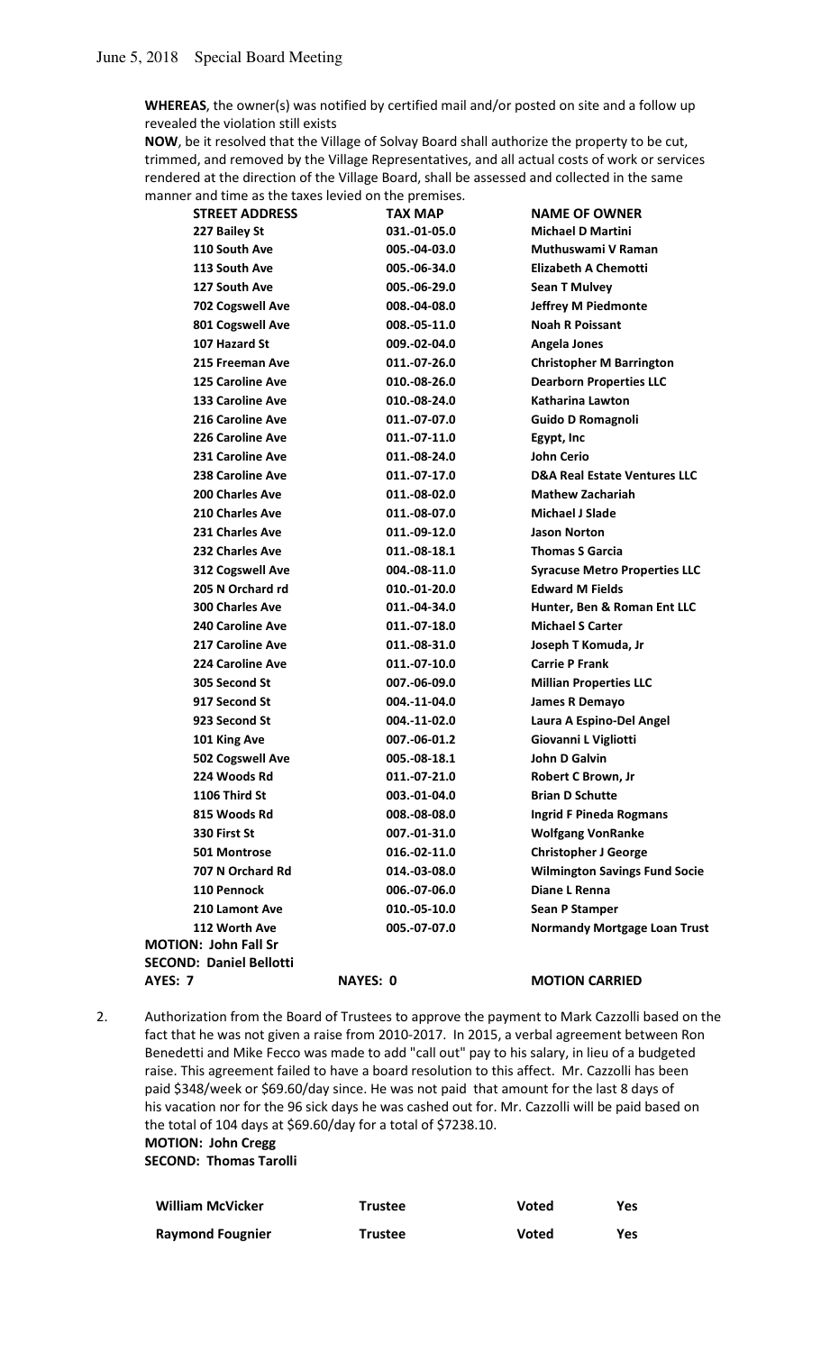**WHEREAS**, the owner(s) was notified by certified mail and/or posted on site and a follow up revealed the violation still exists

**NOW**, be it resolved that the Village of Solvay Board shall authorize the property to be cut, trimmed, and removed by the Village Representatives, and all actual costs of work or services rendered at the direction of the Village Board, shall be assessed and collected in the same manner and time as the taxes levied on the premises.

| STREET ADDRESS | TAX MAP | NAME OF OWNER |
|---|---|---|
| 227 Bailey St | 031.-01-05.0 | Michael D Martini |
| 110 South Ave | 005.-04-03.0 | Muthuswami V Raman |
| 113 South Ave | 005.-06-34.0 | Elizabeth A Chemotti |
| 127 South Ave | 005.-06-29.0 | Sean T Mulvey |
| 702 Cogswell Ave | 008.-04-08.0 | Jeffrey M Piedmonte |
| 801 Cogswell Ave | 008.-05-11.0 | Noah R Poissant |
| 107 Hazard St | 009.-02-04.0 | Angela Jones |
| 215 Freeman Ave | 011.-07-26.0 | Christopher M Barrington |
| 125 Caroline Ave | 010.-08-26.0 | Dearborn Properties LLC |
| 133 Caroline Ave | 010.-08-24.0 | Katharina Lawton |
| 216 Caroline Ave | 011.-07-07.0 | Guido D Romagnoli |
| 226 Caroline Ave | 011.-07-11.0 | Egypt, Inc |
| 231 Caroline Ave | 011.-08-24.0 | John Cerio |
| 238 Caroline Ave | 011.-07-17.0 | D&A Real Estate Ventures LLC |
| 200 Charles Ave | 011.-08-02.0 | Mathew Zachariah |
| 210 Charles Ave | 011.-08-07.0 | Michael J Slade |
| 231 Charles Ave | 011.-09-12.0 | Jason Norton |
| 232 Charles Ave | 011.-08-18.1 | Thomas S Garcia |
| 312 Cogswell Ave | 004.-08-11.0 | Syracuse Metro Properties LLC |
| 205 N Orchard rd | 010.-01-20.0 | Edward M Fields |
| 300 Charles Ave | 011.-04-34.0 | Hunter, Ben & Roman Ent LLC |
| 240 Caroline Ave | 011.-07-18.0 | Michael S Carter |
| 217 Caroline Ave | 011.-08-31.0 | Joseph T Komuda, Jr |
| 224 Caroline Ave | 011.-07-10.0 | Carrie P Frank |
| 305 Second St | 007.-06-09.0 | Millian Properties LLC |
| 917 Second St | 004.-11-04.0 | James R Demayo |
| 923 Second St | 004.-11-02.0 | Laura A Espino-Del Angel |
| 101 King Ave | 007.-06-01.2 | Giovanni L Vigliotti |
| 502 Cogswell Ave | 005.-08-18.1 | John D Galvin |
| 224 Woods Rd | 011.-07-21.0 | Robert C Brown, Jr |
| 1106 Third St | 003.-01-04.0 | Brian D Schutte |
| 815 Woods Rd | 008.-08-08.0 | Ingrid F Pineda Rogmans |
| 330 First St | 007.-01-31.0 | Wolfgang VonRanke |
| 501 Montrose | 016.-02-11.0 | Christopher J George |
| 707 N Orchard Rd | 014.-03-08.0 | Wilmington Savings Fund Socie |
| 110 Pennock | 006.-07-06.0 | Diane L Renna |
| 210 Lamont Ave | 010.-05-10.0 | Sean P Stamper |
| 112 Worth Ave | 005.-07-07.0 | Normandy Mortgage Loan Trust |

**MOTION: John Fall Sr**
**SECOND: Daniel Bellotti**
**AYES: 7** **NAYES: 0** **MOTION CARRIED**

2. Authorization from the Board of Trustees to approve the payment to Mark Cazzolli based on the fact that he was not given a raise from 2010-2017. In 2015, a verbal agreement between Ron Benedetti and Mike Fecco was made to add "call out" pay to his salary, in lieu of a budgeted raise. This agreement failed to have a board resolution to this affect. Mr. Cazzolli has been paid \$348/week or \$69.60/day since. He was not paid that amount for the last 8 days of his vacation nor for the 96 sick days he was cashed out for. Mr. Cazzolli will be paid based on the total of 104 days at \$69.60/day for a total of \$7238.10.
**MOTION: John Cregg**
**SECOND: Thomas Tarolli**

| | | | |
|---|---|---|---|
| William McVicker | Trustee | Voted | Yes |
| Raymond Fougnier | Trustee | Voted | Yes |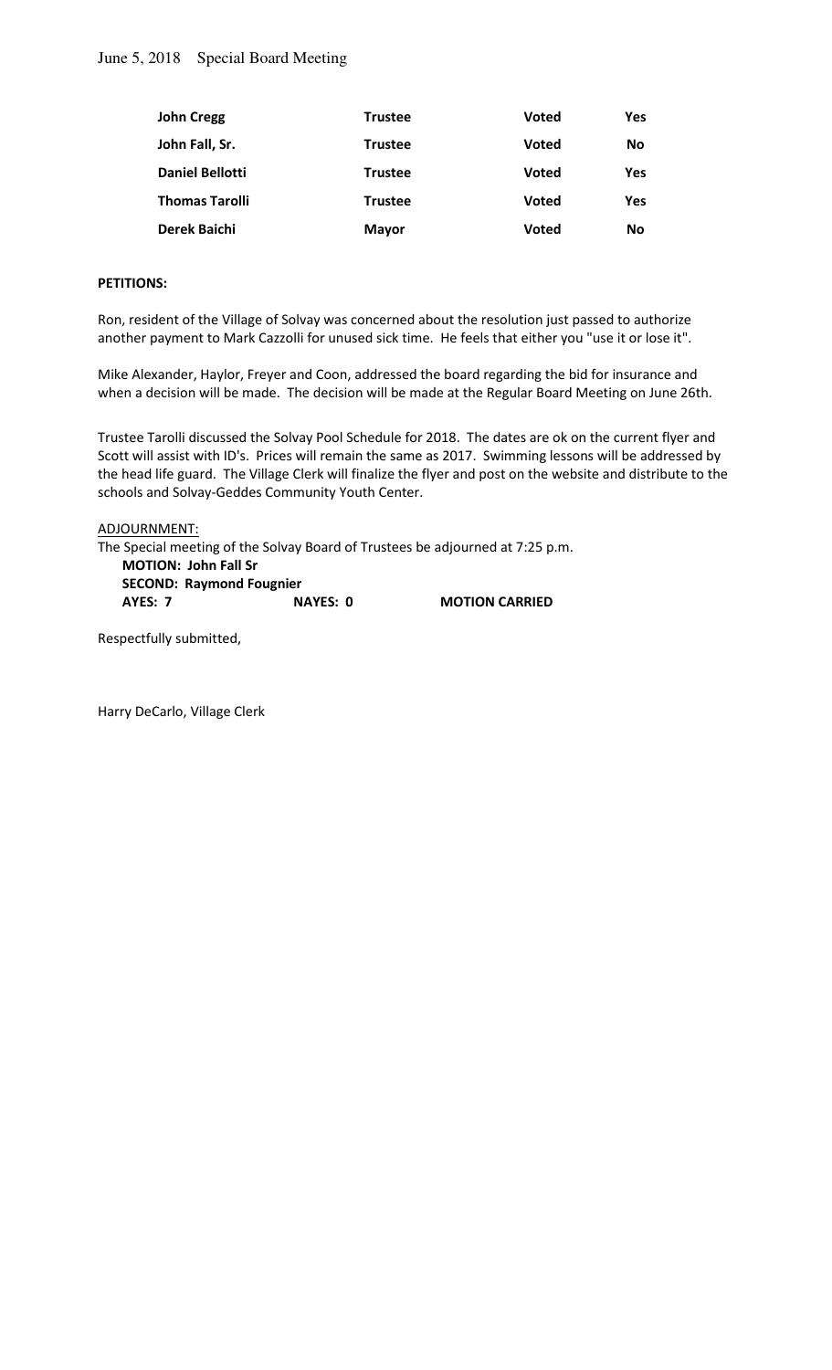| | | | |
|---|---|---|---|
| **John Cregg** | **Trustee** | **Voted** | **Yes** |
| **John Fall, Sr.** | **Trustee** | **Voted** | **No** |
| **Daniel Bellotti** | **Trustee** | **Voted** | **Yes** |
| **Thomas Tarolli** | **Trustee** | **Voted** | **Yes** |
| **Derek Baichi** | **Mayor** | **Voted** | **No** |

**PETITIONS:**

Ron, resident of the Village of Solvay was concerned about the resolution just passed to authorize another payment to Mark Cazzolli for unused sick time. He feels that either you "use it or lose it".

Mike Alexander, Haylor, Freyer and Coon, addressed the board regarding the bid for insurance and when a decision will be made. The decision will be made at the Regular Board Meeting on June 26th.

Trustee Tarolli discussed the Solvay Pool Schedule for 2018. The dates are ok on the current flyer and Scott will assist with ID's. Prices will remain the same as 2017. Swimming lessons will be addressed by the head life guard. The Village Clerk will finalize the flyer and post on the website and distribute to the schools and Solvay-Geddes Community Youth Center.

ADJOURNMENT:

The Special meeting of the Solvay Board of Trustees be adjourned at 7:25 p.m.

**MOTION: John Fall Sr**
**SECOND: Raymond Fougnier**
**AYES: 7** **NAYES: 0** **MOTION CARRIED**

Respectfully submitted,

Harry DeCarlo, Village Clerk